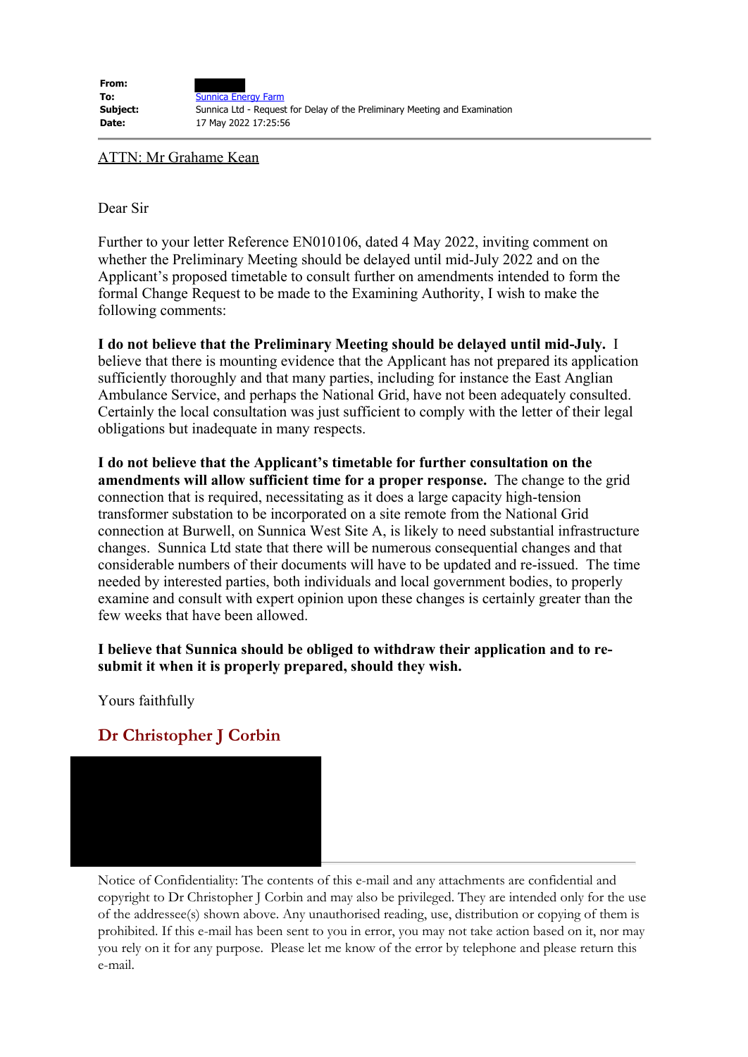**From:**
**To:** Sunnica Energy Farm
**Subject:** Sunnica Ltd - Request for Delay of the Preliminary Meeting and Examination
**Date:** 17 May 2022 17:25:56

---

ATTN: Mr Grahame Kean

Dear Sir

Further to your letter Reference EN010106, dated 4 May 2022, inviting comment on whether the Preliminary Meeting should be delayed until mid-July 2022 and on the Applicant's proposed timetable to consult further on amendments intended to form the formal Change Request to be made to the Examining Authority, I wish to make the following comments:

**I do not believe that the Preliminary Meeting should be delayed until mid-July.** I believe that there is mounting evidence that the Applicant has not prepared its application sufficiently thoroughly and that many parties, including for instance the East Anglian Ambulance Service, and perhaps the National Grid, have not been adequately consulted. Certainly the local consultation was just sufficient to comply with the letter of their legal obligations but inadequate in many respects.

**I do not believe that the Applicant's timetable for further consultation on the amendments will allow sufficient time for a proper response.** The change to the grid connection that is required, necessitating as it does a large capacity high-tension transformer substation to be incorporated on a site remote from the National Grid connection at Burwell, on Sunnica West Site A, is likely to need substantial infrastructure changes. Sunnica Ltd state that there will be numerous consequential changes and that considerable numbers of their documents will have to be updated and re-issued. The time needed by interested parties, both individuals and local government bodies, to properly examine and consult with expert opinion upon these changes is certainly greater than the few weeks that have been allowed.

**I believe that Sunnica should be obliged to withdraw their application and to re-submit it when it is properly prepared, should they wish.**

Yours faithfully

**Dr Christopher J Corbin**

---

Notice of Confidentiality: The contents of this e-mail and any attachments are confidential and copyright to Dr Christopher J Corbin and may also be privileged. They are intended only for the use of the addressee(s) shown above. Any unauthorised reading, use, distribution or copying of them is prohibited. If this e-mail has been sent to you in error, you may not take action based on it, nor may you rely on it for any purpose. Please let me know of the error by telephone and please return this e-mail.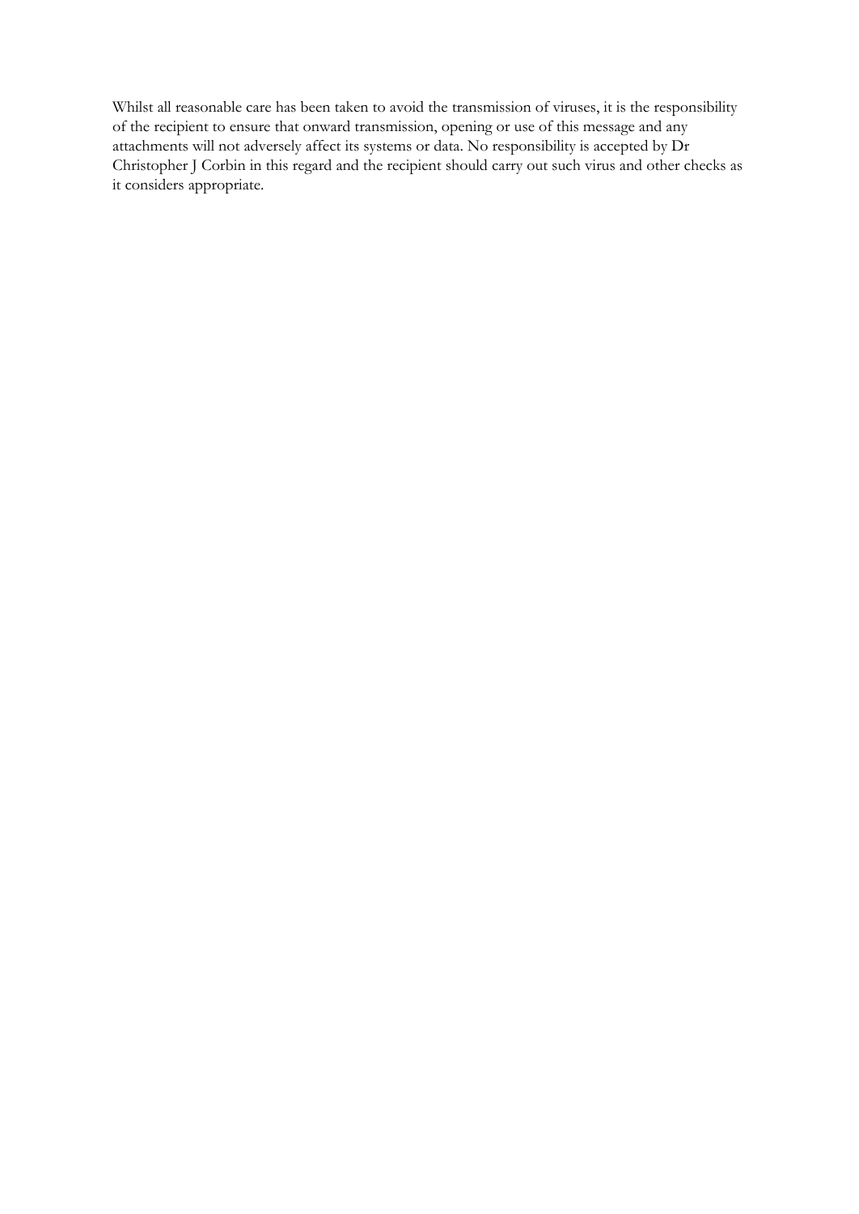Whilst all reasonable care has been taken to avoid the transmission of viruses, it is the responsibility of the recipient to ensure that onward transmission, opening or use of this message and any attachments will not adversely affect its systems or data. No responsibility is accepted by Dr Christopher J Corbin in this regard and the recipient should carry out such virus and other checks as it considers appropriate.